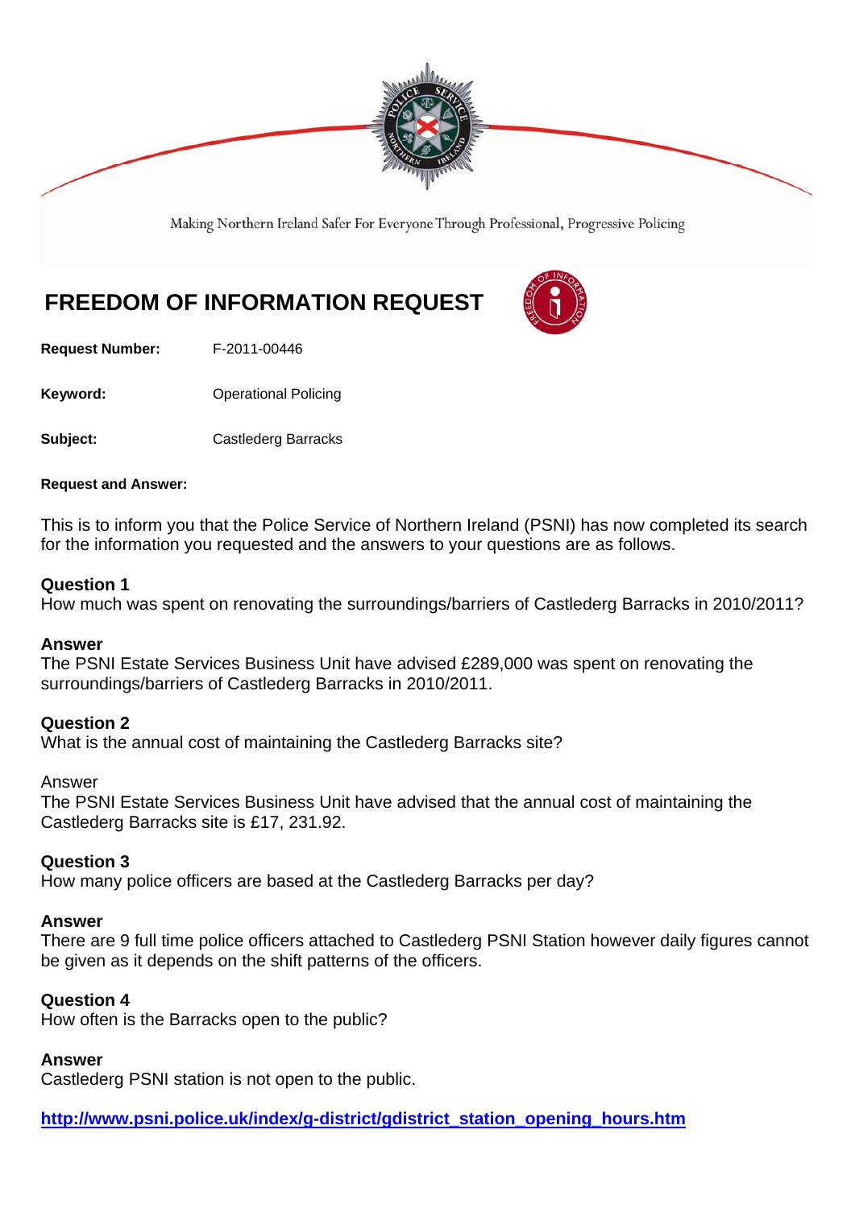Making Northern Ireland Safer For Everyone Through Professional, Progressive Policing

# FREEDOM OF INFORMATION REQUEST

**Request Number:** F-2011-00446

**Keyword:** Operational Policing

**Subject:** Castlederg Barracks

**Request and Answer:**

This is to inform you that the Police Service of Northern Ireland (PSNI) has now completed its search for the information you requested and the answers to your questions are as follows.

**Question 1**
How much was spent on renovating the surroundings/barriers of Castlederg Barracks in 2010/2011?

**Answer**
The PSNI Estate Services Business Unit have advised £289,000 was spent on renovating the surroundings/barriers of Castlederg Barracks in 2010/2011.

**Question 2**
What is the annual cost of maintaining the Castlederg Barracks site?

Answer
The PSNI Estate Services Business Unit have advised that the annual cost of maintaining the Castlederg Barracks site is £17, 231.92.

**Question 3**
How many police officers are based at the Castlederg Barracks per day?

**Answer**
There are 9 full time police officers attached to Castlederg PSNI Station however daily figures cannot be given as it depends on the shift patterns of the officers.

**Question 4**
How often is the Barracks open to the public?

**Answer**
Castlederg PSNI station is not open to the public.

**http://www.psni.police.uk/index/g-district/gdistrict_station_opening_hours.htm**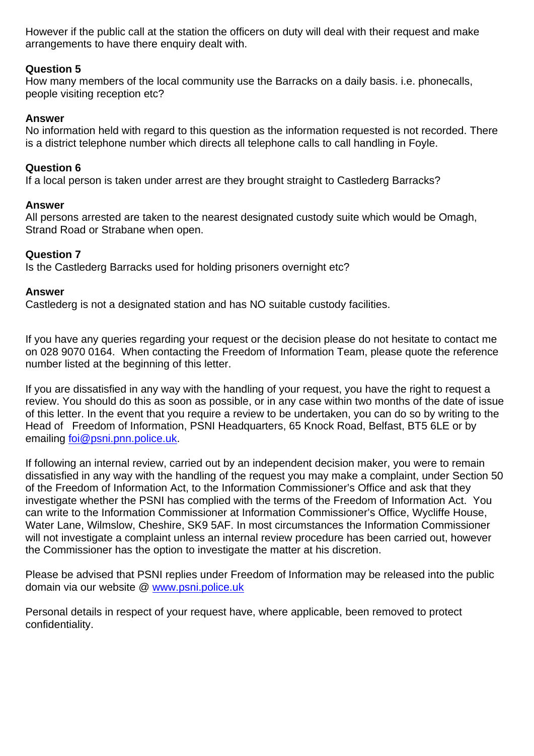However if the public call at the station the officers on duty will deal with their request and make arrangements to have there enquiry dealt with.

**Question 5**
How many members of the local community use the Barracks on a daily basis. i.e. phonecalls, people visiting reception etc?

**Answer**
No information held with regard to this question as the information requested is not recorded. There is a district telephone number which directs all telephone calls to call handling in Foyle.

**Question 6**
If a local person is taken under arrest are they brought straight to Castlederg Barracks?

**Answer**
All persons arrested are taken to the nearest designated custody suite which would be Omagh, Strand Road or Strabane when open.

**Question 7**
Is the Castlederg Barracks used for holding prisoners overnight etc?

**Answer**
Castlederg is not a designated station and has NO suitable custody facilities.

If you have any queries regarding your request or the decision please do not hesitate to contact me on 028 9070 0164. When contacting the Freedom of Information Team, please quote the reference number listed at the beginning of this letter.

If you are dissatisfied in any way with the handling of your request, you have the right to request a review. You should do this as soon as possible, or in any case within two months of the date of issue of this letter. In the event that you require a review to be undertaken, you can do so by writing to the Head of Freedom of Information, PSNI Headquarters, 65 Knock Road, Belfast, BT5 6LE or by emailing foi@psni.pnn.police.uk.

If following an internal review, carried out by an independent decision maker, you were to remain dissatisfied in any way with the handling of the request you may make a complaint, under Section 50 of the Freedom of Information Act, to the Information Commissioner's Office and ask that they investigate whether the PSNI has complied with the terms of the Freedom of Information Act. You can write to the Information Commissioner at Information Commissioner's Office, Wycliffe House, Water Lane, Wilmslow, Cheshire, SK9 5AF. In most circumstances the Information Commissioner will not investigate a complaint unless an internal review procedure has been carried out, however the Commissioner has the option to investigate the matter at his discretion.

Please be advised that PSNI replies under Freedom of Information may be released into the public domain via our website @ www.psni.police.uk

Personal details in respect of your request have, where applicable, been removed to protect confidentiality.